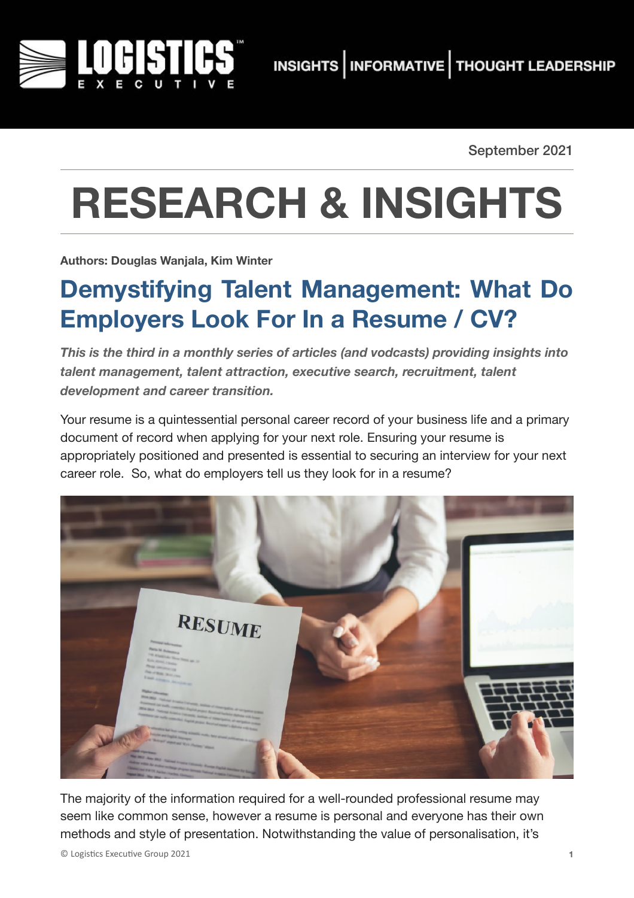September 2021

# RESEARCH & INSIGHTS

**Authors: Douglas Wanjala, Kim Winter**

## Demystifying Talent Management: What Do Employers Look For In a Resume / CV?

***This is the third in a monthly series of articles (and vodcasts) providing insights into talent management, talent attraction, executive search, recruitment, talent development and career transition.***

Your resume is a quintessential personal career record of your business life and a primary document of record when applying for your next role. Ensuring your resume is appropriately positioned and presented is essential to securing an interview for your next career role. So, what do employers tell us they look for in a resume?

The majority of the information required for a well-rounded professional resume may seem like common sense, however a resume is personal and everyone has their own methods and style of presentation. Notwithstanding the value of personalisation, it's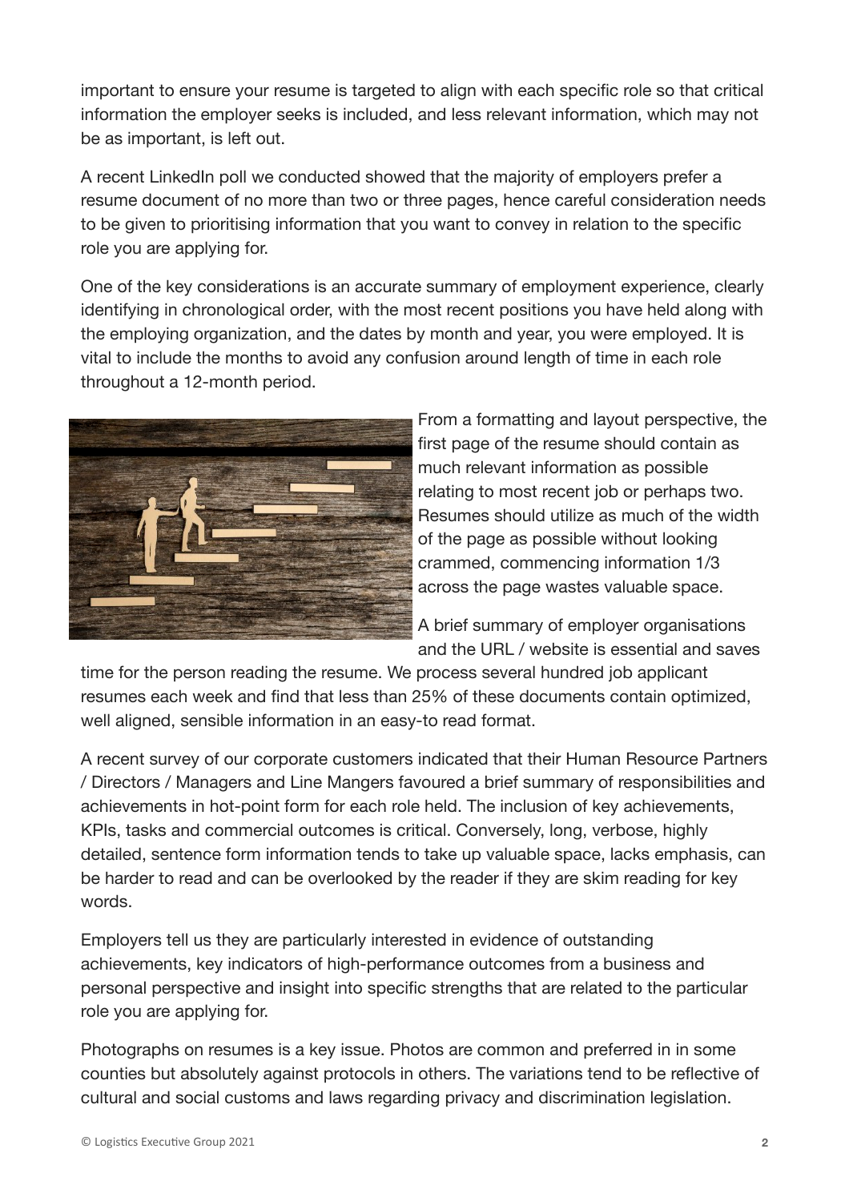important to ensure your resume is targeted to align with each specific role so that critical information the employer seeks is included, and less relevant information, which may not be as important, is left out.

A recent LinkedIn poll we conducted showed that the majority of employers prefer a resume document of no more than two or three pages, hence careful consideration needs to be given to prioritising information that you want to convey in relation to the specific role you are applying for.

One of the key considerations is an accurate summary of employment experience, clearly identifying in chronological order, with the most recent positions you have held along with the employing organization, and the dates by month and year, you were employed. It is vital to include the months to avoid any confusion around length of time in each role throughout a 12-month period.

From a formatting and layout perspective, the first page of the resume should contain as much relevant information as possible relating to most recent job or perhaps two. Resumes should utilize as much of the width of the page as possible without looking crammed, commencing information 1/3 across the page wastes valuable space.

A brief summary of employer organisations and the URL / website is essential and saves time for the person reading the resume. We process several hundred job applicant resumes each week and find that less than 25% of these documents contain optimized, well aligned, sensible information in an easy-to read format.

A recent survey of our corporate customers indicated that their Human Resource Partners / Directors / Managers and Line Mangers favoured a brief summary of responsibilities and achievements in hot-point form for each role held. The inclusion of key achievements, KPIs, tasks and commercial outcomes is critical. Conversely, long, verbose, highly detailed, sentence form information tends to take up valuable space, lacks emphasis, can be harder to read and can be overlooked by the reader if they are skim reading for key words.

Employers tell us they are particularly interested in evidence of outstanding achievements, key indicators of high-performance outcomes from a business and personal perspective and insight into specific strengths that are related to the particular role you are applying for.

Photographs on resumes is a key issue. Photos are common and preferred in in some counties but absolutely against protocols in others. The variations tend to be reflective of cultural and social customs and laws regarding privacy and discrimination legislation.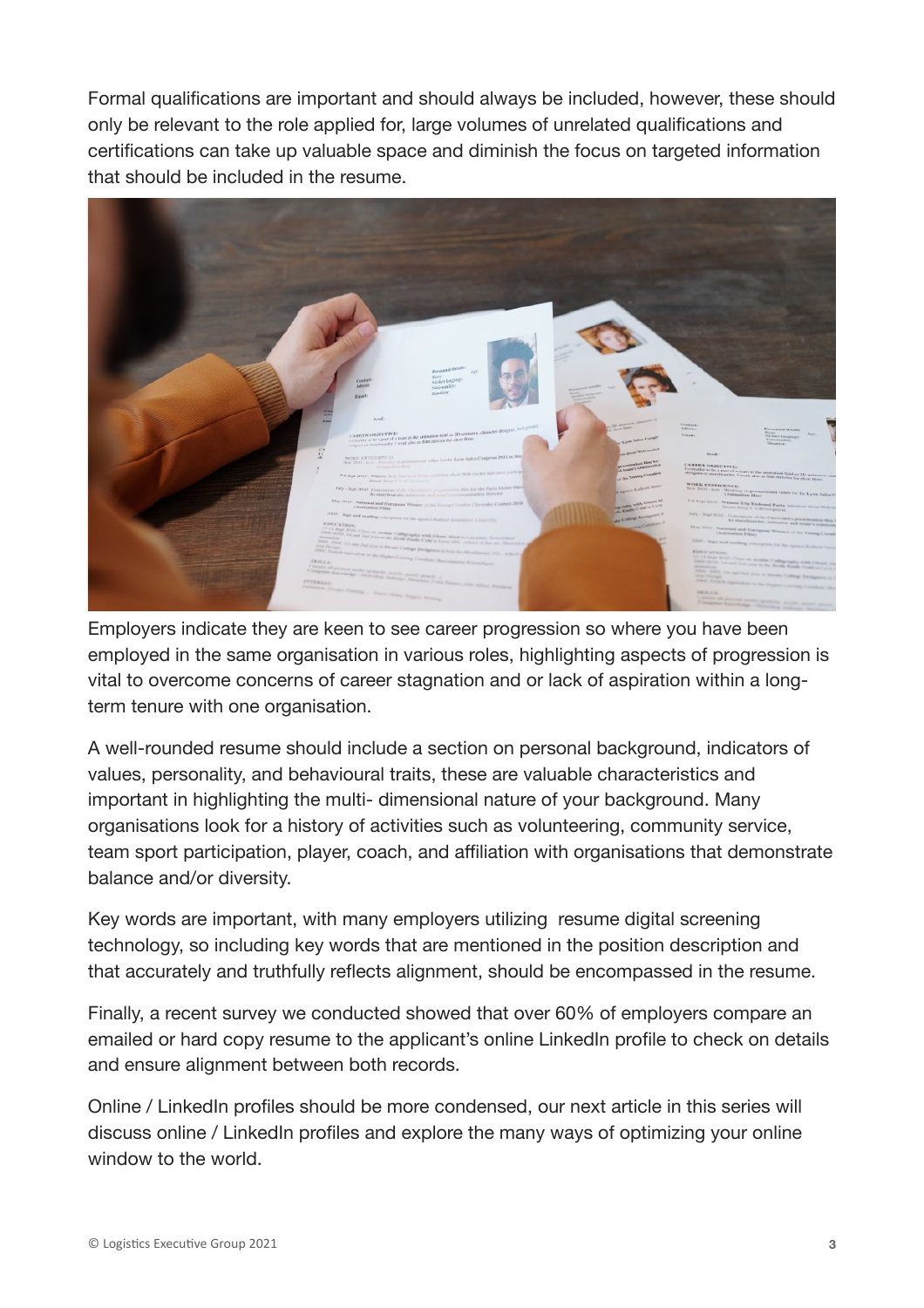Formal qualifications are important and should always be included, however, these should only be relevant to the role applied for, large volumes of unrelated qualifications and certifications can take up valuable space and diminish the focus on targeted information that should be included in the resume.

Employers indicate they are keen to see career progression so where you have been employed in the same organisation in various roles, highlighting aspects of progression is vital to overcome concerns of career stagnation and or lack of aspiration within a long-term tenure with one organisation.

A well-rounded resume should include a section on personal background, indicators of values, personality, and behavioural traits, these are valuable characteristics and important in highlighting the multi- dimensional nature of your background. Many organisations look for a history of activities such as volunteering, community service, team sport participation, player, coach, and affiliation with organisations that demonstrate balance and/or diversity.

Key words are important, with many employers utilizing resume digital screening technology, so including key words that are mentioned in the position description and that accurately and truthfully reflects alignment, should be encompassed in the resume.

Finally, a recent survey we conducted showed that over 60% of employers compare an emailed or hard copy resume to the applicant's online LinkedIn profile to check on details and ensure alignment between both records.

Online / LinkedIn profiles should be more condensed, our next article in this series will discuss online / LinkedIn profiles and explore the many ways of optimizing your online window to the world.

© Logistics Executive Group 2021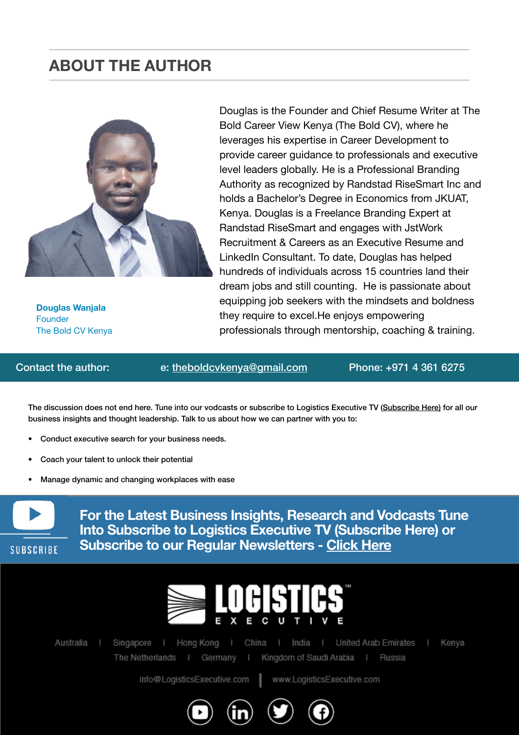## ABOUT THE AUTHOR

**Douglas Wanjala**
Founder
The Bold CV Kenya

Douglas is the Founder and Chief Resume Writer at The Bold Career View Kenya (The Bold CV), where he leverages his expertise in Career Development to provide career guidance to professionals and executive level leaders globally. He is a Professional Branding Authority as recognized by Randstad RiseSmart Inc and holds a Bachelor's Degree in Economics from JKUAT, Kenya. Douglas is a Freelance Branding Expert at Randstad RiseSmart and engages with JstWork Recruitment & Careers as an Executive Resume and LinkedIn Consultant. To date, Douglas has helped hundreds of individuals across 15 countries land their dream jobs and still counting. He is passionate about equipping job seekers with the mindsets and boldness they require to excel.He enjoys empowering professionals through mentorship, coaching & training.

Contact the author: e: theboldcvkenya@gmail.com Phone: +971 4 361 6275

The discussion does not end here. Tune into our vodcasts or subscribe to Logistics Executive TV (Subscribe Here) for all our business insights and thought leadership. Talk to us about how we can partner with you to:

- Conduct executive search for your business needs.
- Coach your talent to unlock their potential
- Manage dynamic and changing workplaces with ease

SUBSCRIBE

**For the Latest Business Insights, Research and Vodcasts Tune Into Subscribe to Logistics Executive TV (Subscribe Here) or Subscribe to our Regular Newsletters - Click Here**

LOGISTICS EXECUTIVE

Australia | Singapore | Hong Kong | China | India | United Arab Emirates | Kenya
The Netherlands | Germany | Kingdom of Saudi Arabia | Russia

info@LogisticsExecutive.com | www.LogisticsExecutive.com